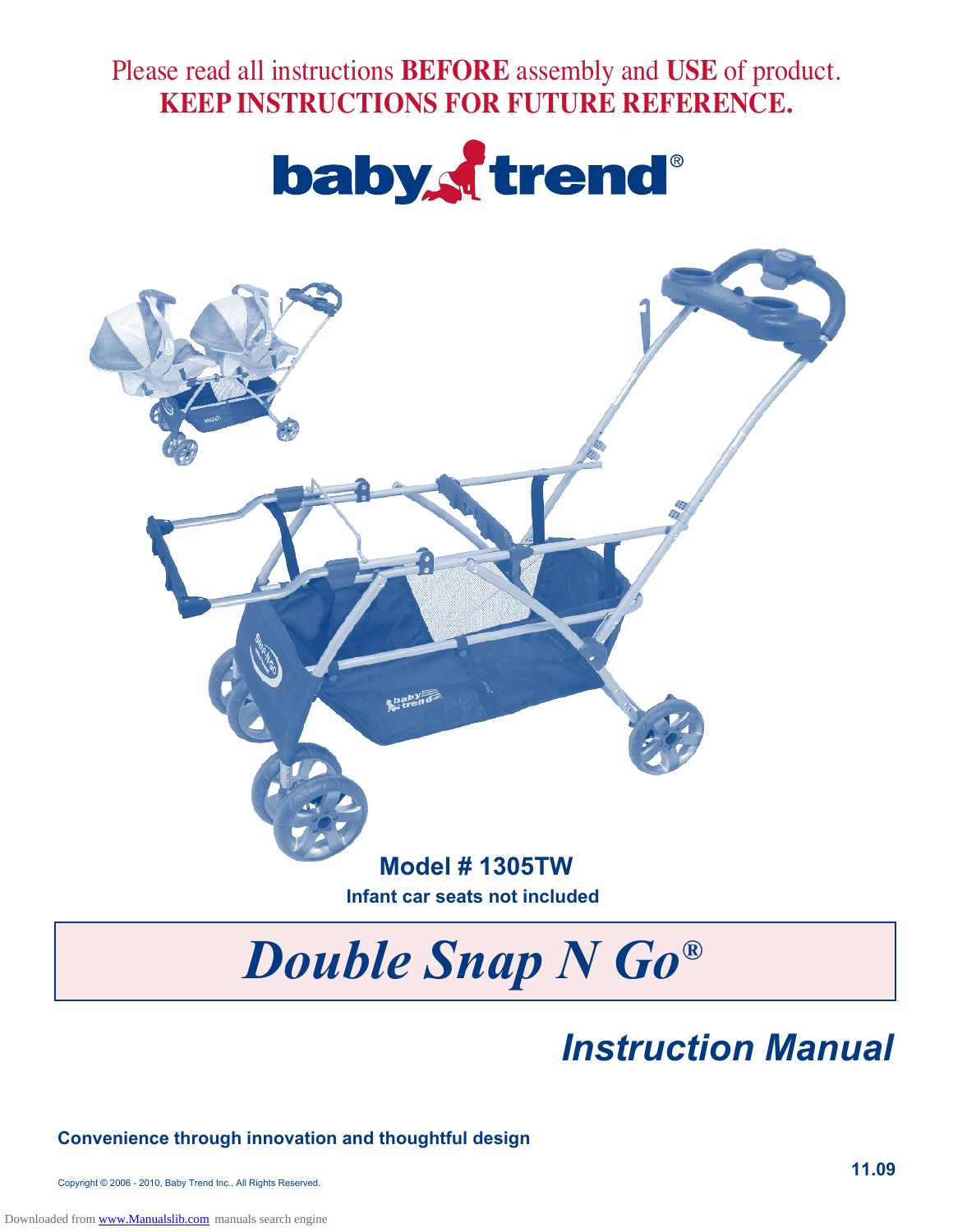Please read all instructions **BEFORE** assembly and **USE** of product.
**KEEP INSTRUCTIONS FOR FUTURE REFERENCE.**

baby trend®

**Model # 1305TW**
**Infant car seats not included**

# *Double Snap N Go®*

## *Instruction Manual*

**Convenience through innovation and thoughtful design**

**11.09**

Copyright © 2006 - 2010, Baby Trend Inc., All Rights Reserved.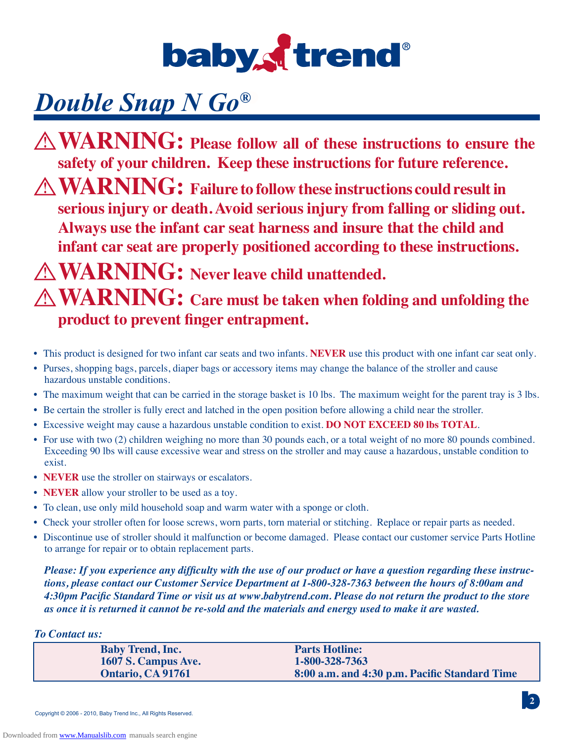baby trend®

# *Double Snap N Go®*

⚠ **WARNING: Please follow all of these instructions to ensure the safety of your children. Keep these instructions for future reference.**

⚠ **WARNING: Failure to follow these instructions could result in serious injury or death. Avoid serious injury from falling or sliding out. Always use the infant car seat harness and insure that the child and infant car seat are properly positioned according to these instructions.**

⚠ **WARNING: Never leave child unattended.**

⚠ **WARNING: Care must be taken when folding and unfolding the product to prevent finger entrapment.**

- This product is designed for two infant car seats and two infants. **NEVER** use this product with one infant car seat only.
- Purses, shopping bags, parcels, diaper bags or accessory items may change the balance of the stroller and cause hazardous unstable conditions.
- The maximum weight that can be carried in the storage basket is 10 lbs. The maximum weight for the parent tray is 3 lbs.
- Be certain the stroller is fully erect and latched in the open position before allowing a child near the stroller.
- Excessive weight may cause a hazardous unstable condition to exist. **DO NOT EXCEED 80 lbs TOTAL**.
- For use with two (2) children weighing no more than 30 pounds each, or a total weight of no more 80 pounds combined. Exceeding 90 lbs will cause excessive wear and stress on the stroller and may cause a hazardous, unstable condition to exist.
- **NEVER** use the stroller on stairways or escalators.
- **NEVER** allow your stroller to be used as a toy.
- To clean, use only mild household soap and warm water with a sponge or cloth.
- Check your stroller often for loose screws, worn parts, torn material or stitching. Replace or repair parts as needed.
- Discontinue use of stroller should it malfunction or become damaged. Please contact our customer service Parts Hotline to arrange for repair or to obtain replacement parts.

***Please: If you experience any difficulty with the use of our product or have a question regarding these instructions, please contact our Customer Service Department at 1-800-328-7363 between the hours of 8:00am and 4:30pm Pacific Standard Time or visit us at www.babytrend.com. Please do not return the product to the store as once it is returned it cannot be re-sold and the materials and energy used to make it are wasted.***

***To Contact us:***

| **Baby Trend, Inc.** | **Parts Hotline:** |
|---|---|
| **1607 S. Campus Ave.** | **1-800-328-7363** |
| **Ontario, CA 91761** | **8:00 a.m. and 4:30 p.m. Pacific Standard Time** |

Copyright © 2006 - 2010, Baby Trend Inc., All Rights Reserved.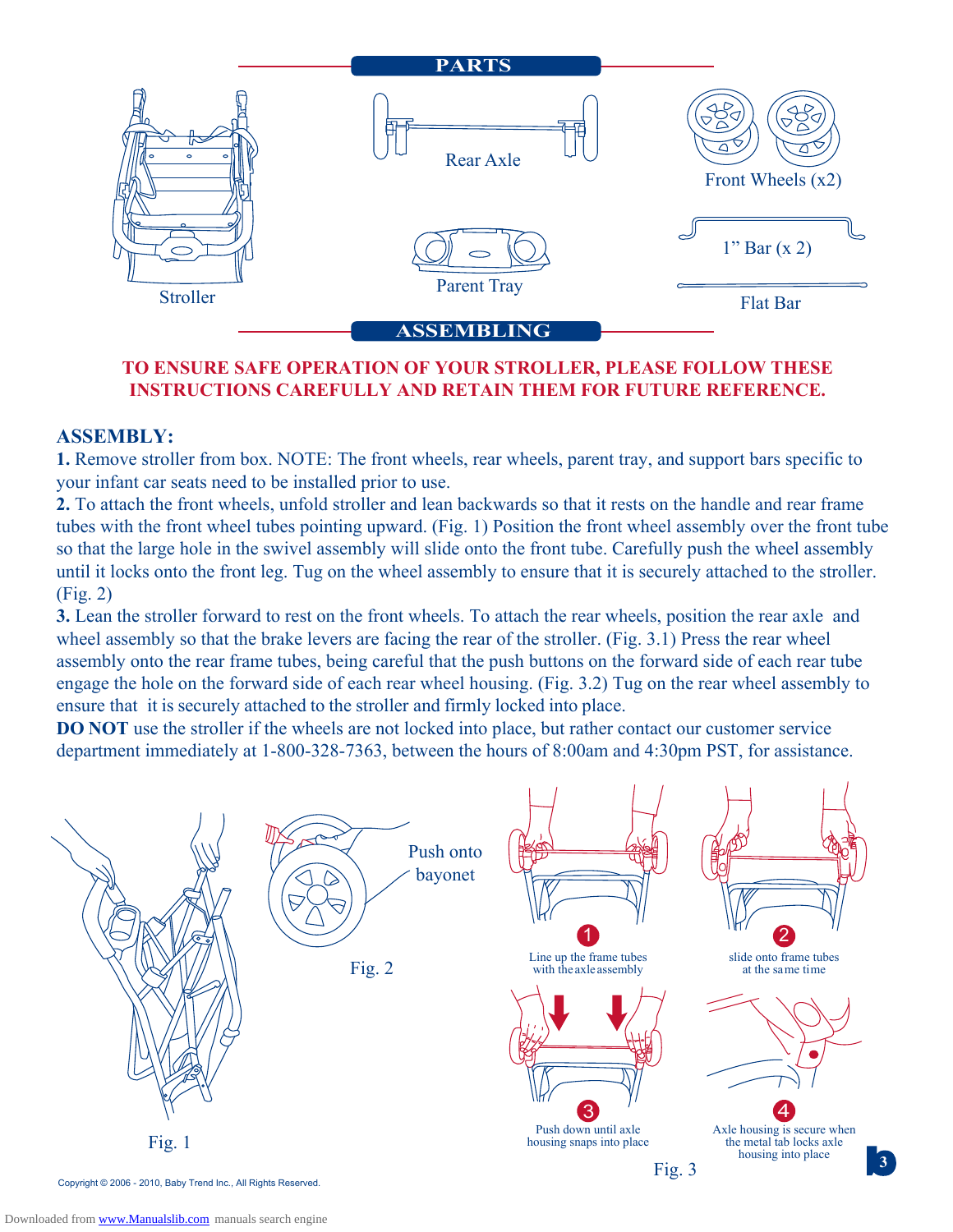## PARTS

Stroller

Rear Axle

Parent Tray

Front Wheels (x2)

1" Bar (x 2)

Flat Bar

## ASSEMBLING

**TO ENSURE SAFE OPERATION OF YOUR STROLLER, PLEASE FOLLOW THESE INSTRUCTIONS CAREFULLY AND RETAIN THEM FOR FUTURE REFERENCE.**

### ASSEMBLY:

**1.** Remove stroller from box. NOTE: The front wheels, rear wheels, parent tray, and support bars specific to your infant car seats need to be installed prior to use.

**2.** To attach the front wheels, unfold stroller and lean backwards so that it rests on the handle and rear frame tubes with the front wheel tubes pointing upward. (Fig. 1) Position the front wheel assembly over the front tube so that the large hole in the swivel assembly will slide onto the front tube. Carefully push the wheel assembly until it locks onto the front leg. Tug on the wheel assembly to ensure that it is securely attached to the stroller. (Fig. 2)

**3.** Lean the stroller forward to rest on the front wheels. To attach the rear wheels, position the rear axle and wheel assembly so that the brake levers are facing the rear of the stroller. (Fig. 3.1) Press the rear wheel assembly onto the rear frame tubes, being careful that the push buttons on the forward side of each rear tube engage the hole on the forward side of each rear wheel housing. (Fig. 3.2) Tug on the rear wheel assembly to ensure that it is securely attached to the stroller and firmly locked into place.

**DO NOT** use the stroller if the wheels are not locked into place, but rather contact our customer service department immediately at 1-800-328-7363, between the hours of 8:00am and 4:30pm PST, for assistance.

Fig. 1

Push onto bayonet

Fig. 2

1. Line up the frame tubes with the axle assembly
2. slide onto frame tubes at the same time
3. Push down until axle housing snaps into place
4. Axle housing is secure when the metal tab locks axle housing into place

Fig. 3

Copyright © 2006 - 2010, Baby Trend Inc., All Rights Reserved.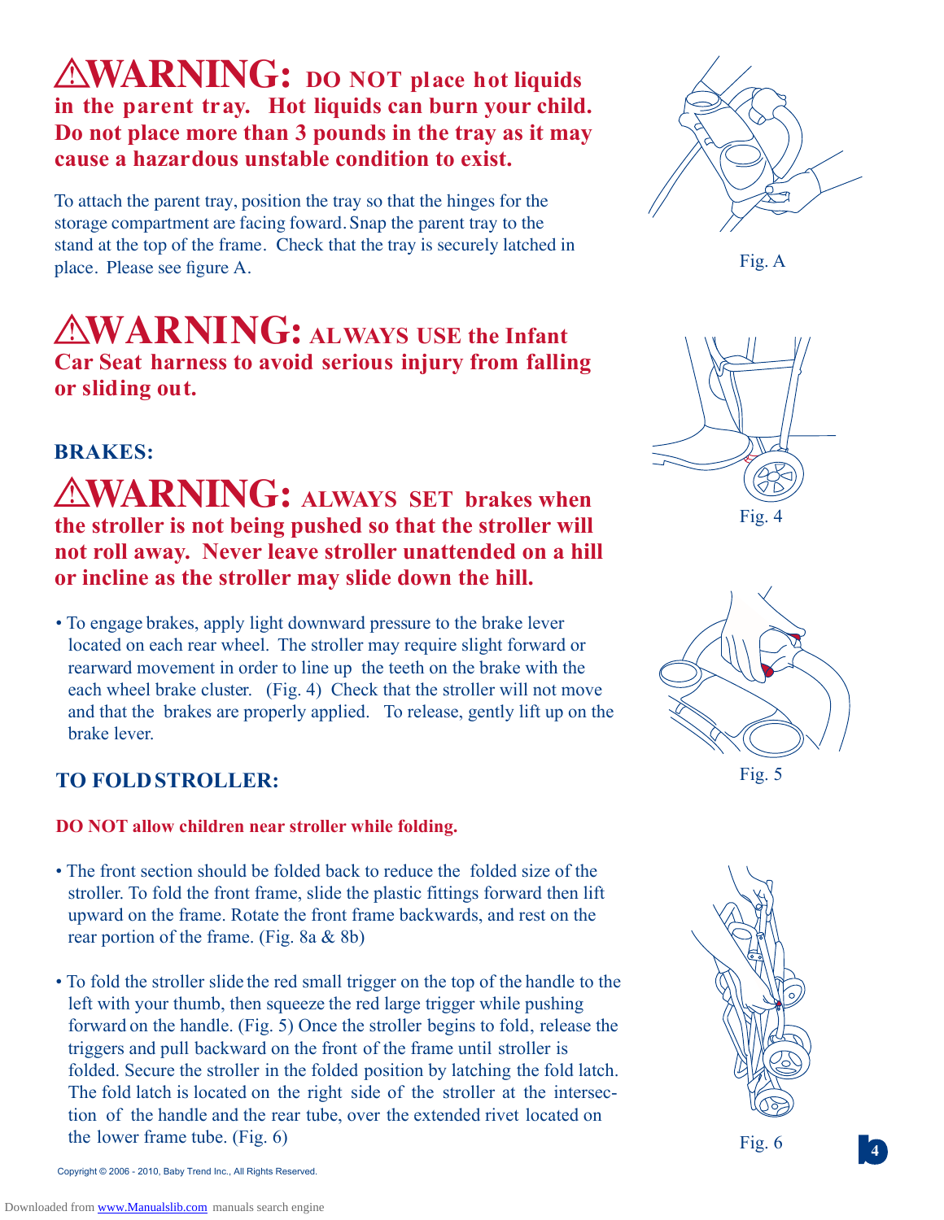## ⚠WARNING: DO NOT place hot liquids in the parent tray. Hot liquids can burn your child. Do not place more than 3 pounds in the tray as it may cause a hazardous unstable condition to exist.

To attach the parent tray, position the tray so that the hinges for the storage compartment are facing foward. Snap the parent tray to the stand at the top of the frame. Check that the tray is securely latched in place. Please see figure A.

Fig. A

## ⚠WARNING: ALWAYS USE the Infant Car Seat harness to avoid serious injury from falling or sliding out.

### BRAKES:

## ⚠WARNING: ALWAYS SET brakes when the stroller is not being pushed so that the stroller will not roll away. Never leave stroller unattended on a hill or incline as the stroller may slide down the hill.

- To engage brakes, apply light downward pressure to the brake lever located on each rear wheel. The stroller may require slight forward or rearward movement in order to line up the teeth on the brake with the each wheel brake cluster. (Fig. 4) Check that the stroller will not move and that the brakes are properly applied. To release, gently lift up on the brake lever.

Fig. 4

### TO FOLD STROLLER:

**DO NOT allow children near stroller while folding.**

- The front section should be folded back to reduce the folded size of the stroller. To fold the front frame, slide the plastic fittings forward then lift upward on the frame. Rotate the front frame backwards, and rest on the rear portion of the frame. (Fig. 8a & 8b)

- To fold the stroller slide the red small trigger on the top of the handle to the left with your thumb, then squeeze the red large trigger while pushing forward on the handle. (Fig. 5) Once the stroller begins to fold, release the triggers and pull backward on the front of the frame until stroller is folded. Secure the stroller in the folded position by latching the fold latch. The fold latch is located on the right side of the stroller at the intersection of the handle and the rear tube, over the extended rivet located on the lower frame tube. (Fig. 6)

Fig. 5

Fig. 6

Copyright © 2006 - 2010, Baby Trend Inc., All Rights Reserved.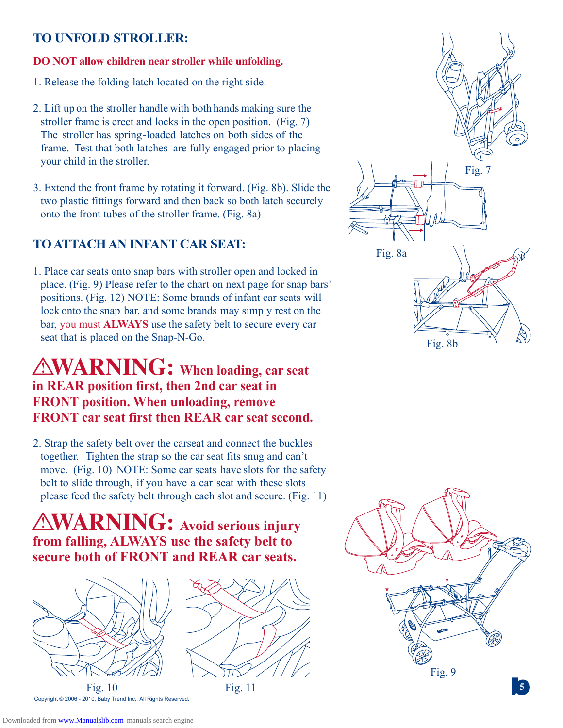## TO UNFOLD STROLLER:

**DO NOT allow children near stroller while unfolding.**

1. Release the folding latch located on the right side.

2. Lift up on the stroller handle with both hands making sure the stroller frame is erect and locks in the open position. (Fig. 7) The stroller has spring-loaded latches on both sides of the frame. Test that both latches are fully engaged prior to placing your child in the stroller.

3. Extend the front frame by rotating it forward. (Fig. 8b). Slide the two plastic fittings forward and then back so both latch securely onto the front tubes of the stroller frame. (Fig. 8a)

Fig. 7

Fig. 8a

Fig. 8b

## TO ATTACH AN INFANT CAR SEAT:

1. Place car seats onto snap bars with stroller open and locked in place. (Fig. 9) Please refer to the chart on next page for snap bars' positions. (Fig. 12) NOTE: Some brands of infant car seats will lock onto the snap bar, and some brands may simply rest on the bar, you must **ALWAYS** use the safety belt to secure every car seat that is placed on the Snap-N-Go.

**⚠WARNING: When loading, car seat in REAR position first, then 2nd car seat in FRONT position. When unloading, remove FRONT car seat first then REAR car seat second.**

2. Strap the safety belt over the carseat and connect the buckles together. Tighten the strap so the car seat fits snug and can't move. (Fig. 10) NOTE: Some car seats have slots for the safety belt to slide through, if you have a car seat with these slots please feed the safety belt through each slot and secure. (Fig. 11)

**⚠WARNING: Avoid serious injury from falling, ALWAYS use the safety belt to secure both of FRONT and REAR car seats.**

Fig. 9

Fig. 10

Fig. 11

Copyright © 2006 - 2010, Baby Trend Inc., All Rights Reserved.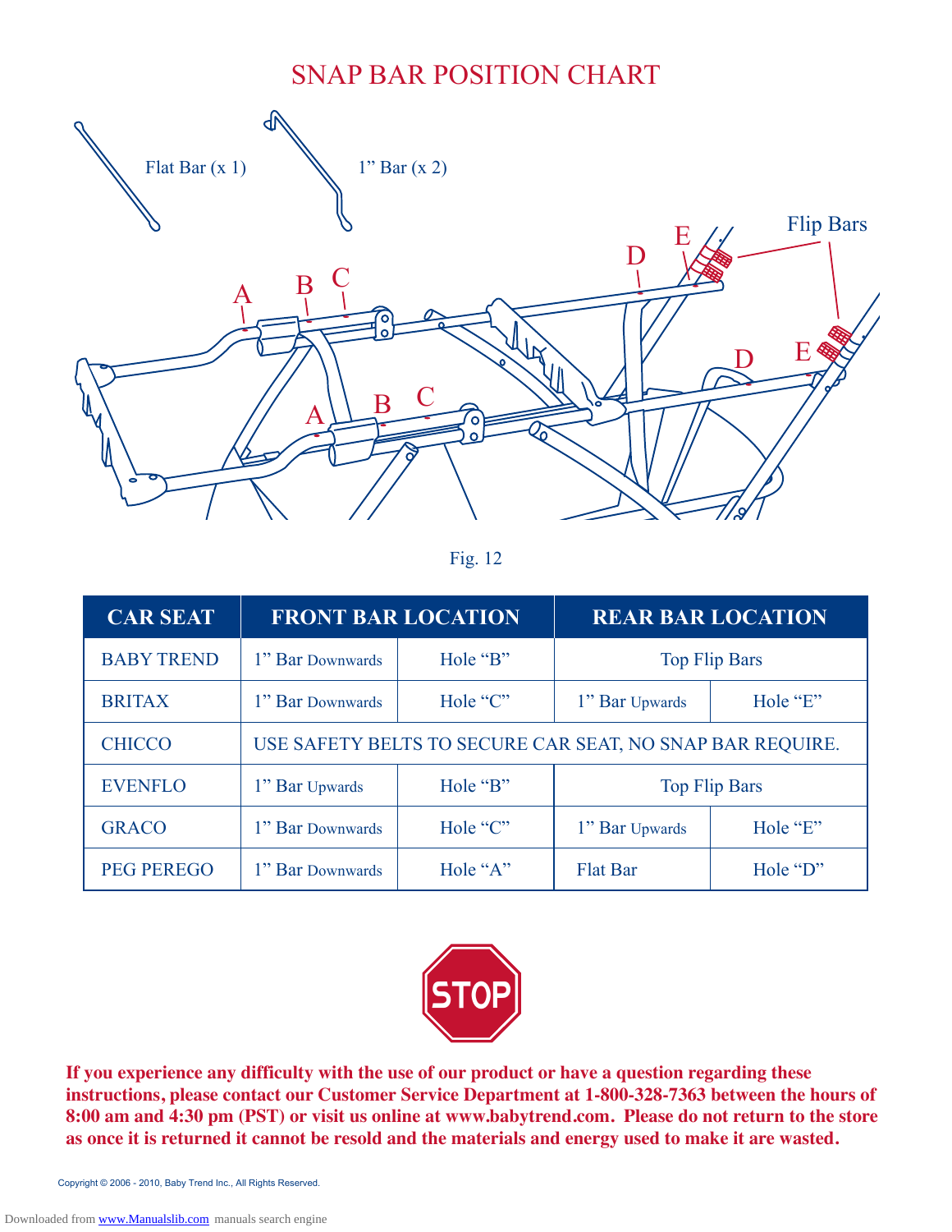# SNAP BAR POSITION CHART

Flat Bar (x 1)

1” Bar (x 2)

Flip Bars

A B C D E

Fig. 12

| CAR SEAT | FRONT BAR LOCATION | | REAR BAR LOCATION | |
|---|---|---|---|---|
| BABY TREND | 1” Bar Downwards | Hole “B” | Top Flip Bars | |
| BRITAX | 1” Bar Downwards | Hole “C” | 1” Bar Upwards | Hole “E” |
| CHICCO | USE SAFETY BELTS TO SECURE CAR SEAT, NO SNAP BAR REQUIRE. | | | |
| EVENFLO | 1” Bar Upwards | Hole “B” | Top Flip Bars | |
| GRACO | 1” Bar Downwards | Hole “C” | 1” Bar Upwards | Hole “E” |
| PEG PEREGO | 1” Bar Downwards | Hole “A” | Flat Bar | Hole “D” |

STOP

**If you experience any difficulty with the use of our product or have a question regarding these instructions, please contact our Customer Service Department at 1-800-328-7363 between the hours of 8:00 am and 4:30 pm (PST) or visit us online at www.babytrend.com. Please do not return to the store as once it is returned it cannot be resold and the materials and energy used to make it are wasted.**

Copyright © 2006 - 2010, Baby Trend Inc., All Rights Reserved.